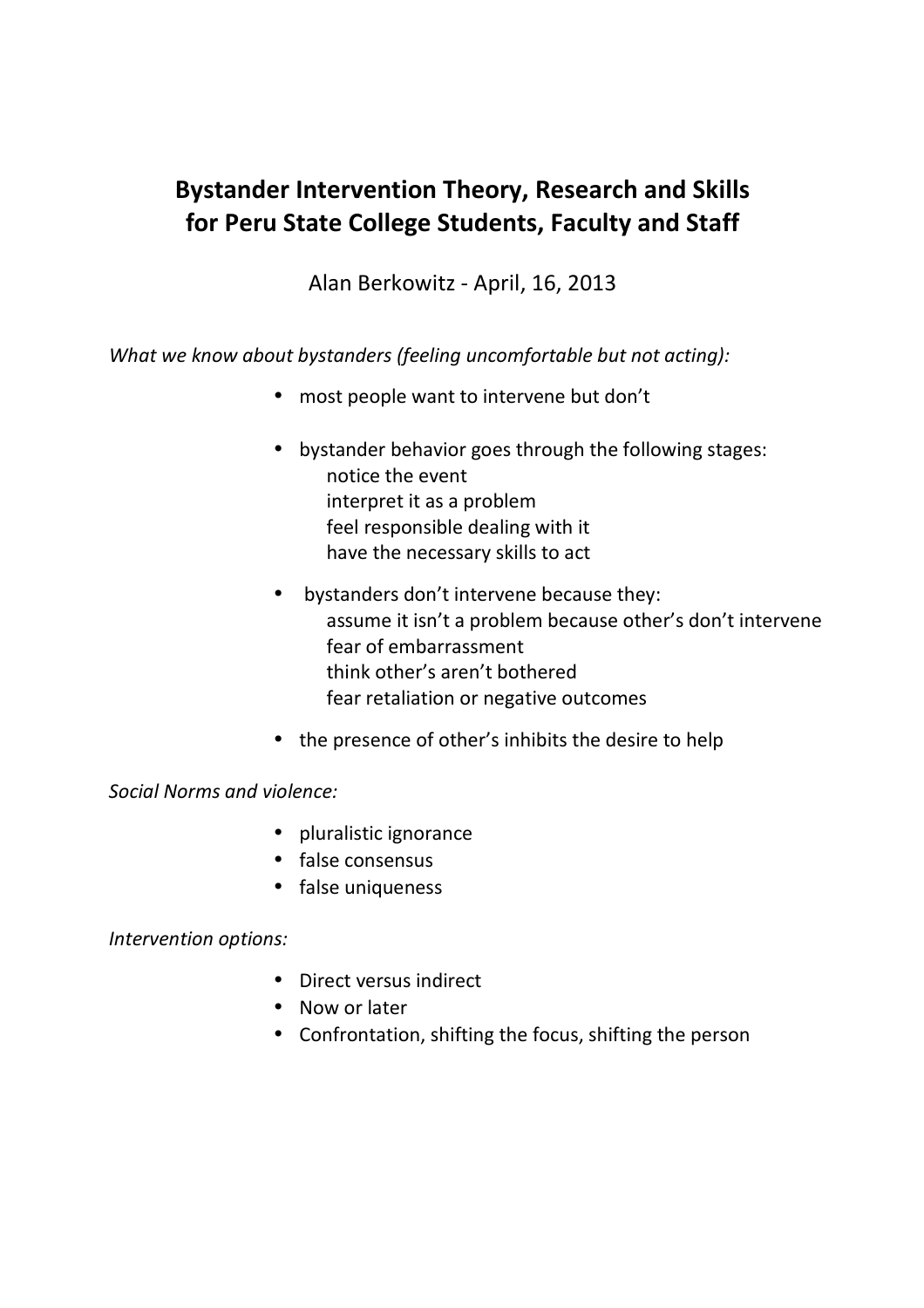# Bystander Intervention Theory, Research and Skills for Peru State College Students, Faculty and Staff

Alan Berkowitz - April, 16, 2013

*What we know about bystanders (feeling uncomfortable but not acting):*

- most people want to intervene but don't
- bystander behavior goes through the following stages:
  - notice the event
  - interpret it as a problem
  - feel responsible dealing with it
  - have the necessary skills to act
- bystanders don't intervene because they:
  - assume it isn't a problem because other's don't intervene
  - fear of embarrassment
  - think other's aren't bothered
  - fear retaliation or negative outcomes
- the presence of other's inhibits the desire to help

*Social Norms and violence:*

- pluralistic ignorance
- false consensus
- false uniqueness

*Intervention options:*

- Direct versus indirect
- Now or later
- Confrontation, shifting the focus, shifting the person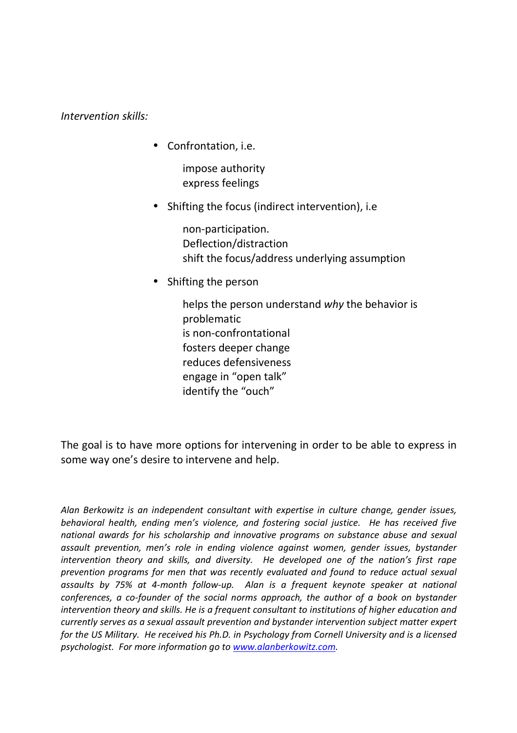*Intervention skills:*

- Confrontation, i.e.

  impose authority
  express feelings

- Shifting the focus (indirect intervention), i.e

  non-participation.
  Deflection/distraction
  shift the focus/address underlying assumption

- Shifting the person

  helps the person understand *why* the behavior is problematic
  is non-confrontational
  fosters deeper change
  reduces defensiveness
  engage in "open talk"
  identify the "ouch"

The goal is to have more options for intervening in order to be able to express in some way one's desire to intervene and help.

*Alan Berkowitz is an independent consultant with expertise in culture change, gender issues, behavioral health, ending men's violence, and fostering social justice. He has received five national awards for his scholarship and innovative programs on substance abuse and sexual assault prevention, men's role in ending violence against women, gender issues, bystander intervention theory and skills, and diversity. He developed one of the nation's first rape prevention programs for men that was recently evaluated and found to reduce actual sexual assaults by 75% at 4-month follow-up. Alan is a frequent keynote speaker at national conferences, a co-founder of the social norms approach, the author of a book on bystander intervention theory and skills. He is a frequent consultant to institutions of higher education and currently serves as a sexual assault prevention and bystander intervention subject matter expert for the US Military. He received his Ph.D. in Psychology from Cornell University and is a licensed psychologist. For more information go to [www.alanberkowitz.com](http://www.alanberkowitz.com).*